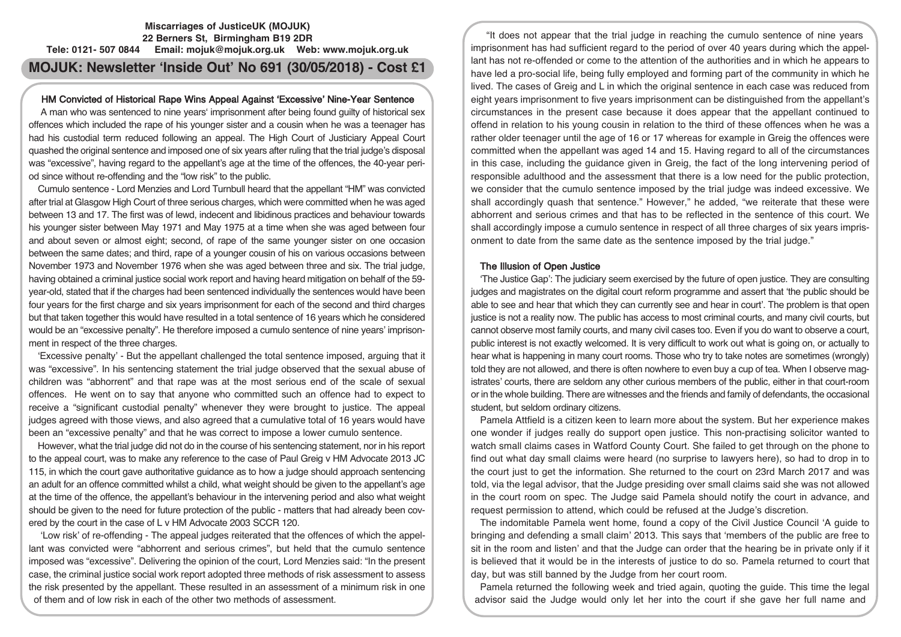**Miscarriages of JusticeUK (MOJUK)**
**22 Berners St, Birmingham B19 2DR**
**Tele: 0121- 507 0844 Email: mojuk@mojuk.org.uk Web: www.mojuk.org.uk**

# MOJUK: Newsletter 'Inside Out' No 691 (30/05/2018) - Cost £1

## HM Convicted of Historical Rape Wins Appeal Against 'Excessive' Nine-Year Sentence

A man who was sentenced to nine years' imprisonment after being found guilty of historical sex offences which included the rape of his younger sister and a cousin when he was a teenager has had his custodial term reduced following an appeal. The High Court of Justiciary Appeal Court quashed the original sentence and imposed one of six years after ruling that the trial judge's disposal was "excessive", having regard to the appellant's age at the time of the offences, the 40-year period since without re-offending and the "low risk" to the public.

Cumulo sentence - Lord Menzies and Lord Turnbull heard that the appellant "HM" was convicted after trial at Glasgow High Court of three serious charges, which were committed when he was aged between 13 and 17. The first was of lewd, indecent and libidinous practices and behaviour towards his younger sister between May 1971 and May 1975 at a time when she was aged between four and about seven or almost eight; second, of rape of the same younger sister on one occasion between the same dates; and third, rape of a younger cousin of his on various occasions between November 1973 and November 1976 when she was aged between three and six. The trial judge, having obtained a criminal justice social work report and having heard mitigation on behalf of the 59-year-old, stated that if the charges had been sentenced individually the sentences would have been four years for the first charge and six years imprisonment for each of the second and third charges but that taken together this would have resulted in a total sentence of 16 years which he considered would be an "excessive penalty". He therefore imposed a cumulo sentence of nine years' imprisonment in respect of the three charges.

'Excessive penalty' - But the appellant challenged the total sentence imposed, arguing that it was "excessive". In his sentencing statement the trial judge observed that the sexual abuse of children was "abhorrent" and that rape was at the most serious end of the scale of sexual offences. He went on to say that anyone who committed such an offence had to expect to receive a "significant custodial penalty" whenever they were brought to justice. The appeal judges agreed with those views, and also agreed that a cumulative total of 16 years would have been an "excessive penalty" and that he was correct to impose a lower cumulo sentence.

However, what the trial judge did not do in the course of his sentencing statement, nor in his report to the appeal court, was to make any reference to the case of Paul Greig v HM Advocate 2013 JC 115, in which the court gave authoritative guidance as to how a judge should approach sentencing an adult for an offence committed whilst a child, what weight should be given to the appellant's age at the time of the offence, the appellant's behaviour in the intervening period and also what weight should be given to the need for future protection of the public - matters that had already been covered by the court in the case of L v HM Advocate 2003 SCCR 120.

'Low risk' of re-offending - The appeal judges reiterated that the offences of which the appellant was convicted were "abhorrent and serious crimes", but held that the cumulo sentence imposed was "excessive". Delivering the opinion of the court, Lord Menzies said: "In the present case, the criminal justice social work report adopted three methods of risk assessment to assess the risk presented by the appellant. These resulted in an assessment of a minimum risk in one of them and of low risk in each of the other two methods of assessment.

"It does not appear that the trial judge in reaching the cumulo sentence of nine years imprisonment has had sufficient regard to the period of over 40 years during which the appellant has not re-offended or come to the attention of the authorities and in which he appears to have led a pro-social life, being fully employed and forming part of the community in which he lived. The cases of Greig and L in which the original sentence in each case was reduced from eight years imprisonment to five years imprisonment can be distinguished from the appellant's circumstances in the present case because it does appear that the appellant continued to offend in relation to his young cousin in relation to the third of these offences when he was a rather older teenager until the age of 16 or 17 whereas for example in Greig the offences were committed when the appellant was aged 14 and 15. Having regard to all of the circumstances in this case, including the guidance given in Greig, the fact of the long intervening period of responsible adulthood and the assessment that there is a low need for the public protection, we consider that the cumulo sentence imposed by the trial judge was indeed excessive. We shall accordingly quash that sentence." However," he added, "we reiterate that these were abhorrent and serious crimes and that has to be reflected in the sentence of this court. We shall accordingly impose a cumulo sentence in respect of all three charges of six years imprisonment to date from the same date as the sentence imposed by the trial judge."

## The Illusion of Open Justice

'The Justice Gap': The judiciary seem exercised by the future of open justice. They are consulting judges and magistrates on the digital court reform programme and assert that 'the public should be able to see and hear that which they can currently see and hear in court'. The problem is that open justice is not a reality now. The public has access to most criminal courts, and many civil courts, but cannot observe most family courts, and many civil cases too. Even if you do want to observe a court, public interest is not exactly welcomed. It is very difficult to work out what is going on, or actually to hear what is happening in many court rooms. Those who try to take notes are sometimes (wrongly) told they are not allowed, and there is often nowhere to even buy a cup of tea. When I observe magistrates' courts, there are seldom any other curious members of the public, either in that court-room or in the whole building. There are witnesses and the friends and family of defendants, the occasional student, but seldom ordinary citizens.

Pamela Attfield is a citizen keen to learn more about the system. But her experience makes one wonder if judges really do support open justice. This non-practising solicitor wanted to watch small claims cases in Watford County Court. She failed to get through on the phone to find out what day small claims were heard (no surprise to lawyers here), so had to drop in to the court just to get the information. She returned to the court on 23rd March 2017 and was told, via the legal advisor, that the Judge presiding over small claims said she was not allowed in the court room on spec. The Judge said Pamela should notify the court in advance, and request permission to attend, which could be refused at the Judge's discretion.

The indomitable Pamela went home, found a copy of the Civil Justice Council 'A guide to bringing and defending a small claim' 2013. This says that 'members of the public are free to sit in the room and listen' and that the Judge can order that the hearing be in private only if it is believed that it would be in the interests of justice to do so. Pamela returned to court that day, but was still banned by the Judge from her court room.

Pamela returned the following week and tried again, quoting the guide. This time the legal advisor said the Judge would only let her into the court if she gave her full name and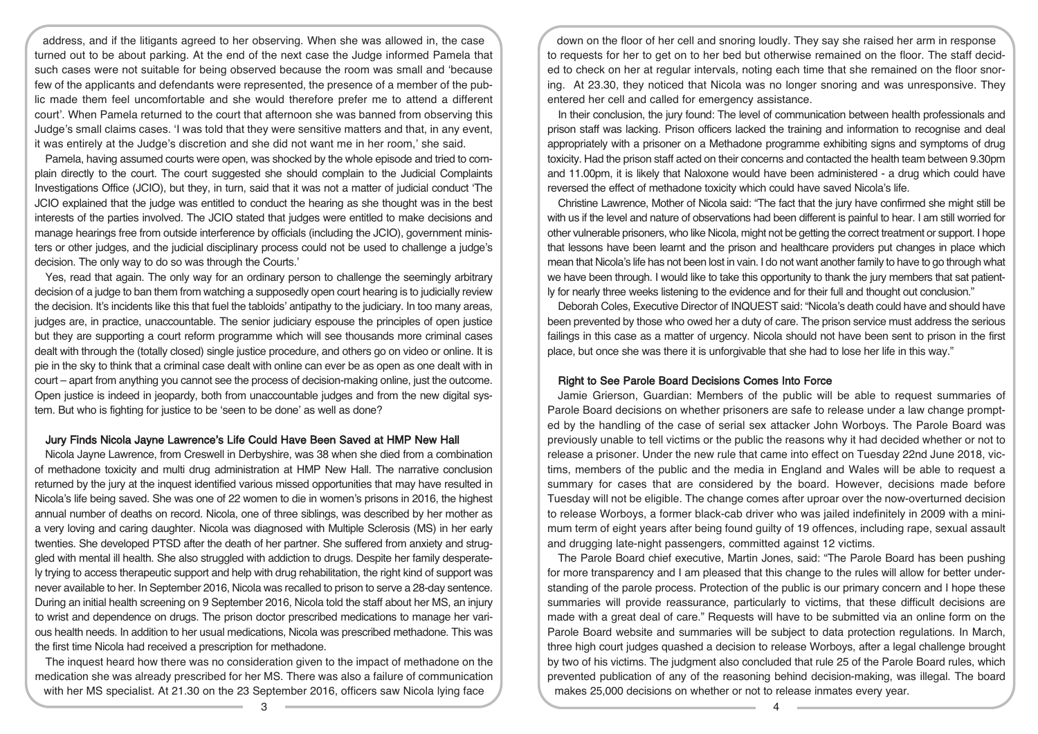address, and if the litigants agreed to her observing. When she was allowed in, the case turned out to be about parking. At the end of the next case the Judge informed Pamela that such cases were not suitable for being observed because the room was small and 'because few of the applicants and defendants were represented, the presence of a member of the public made them feel uncomfortable and she would therefore prefer me to attend a different court'. When Pamela returned to the court that afternoon she was banned from observing this Judge's small claims cases. 'I was told that they were sensitive matters and that, in any event, it was entirely at the Judge's discretion and she did not want me in her room,' she said.

Pamela, having assumed courts were open, was shocked by the whole episode and tried to complain directly to the court. The court suggested she should complain to the Judicial Complaints Investigations Office (JCIO), but they, in turn, said that it was not a matter of judicial conduct 'The JCIO explained that the judge was entitled to conduct the hearing as she thought was in the best interests of the parties involved. The JCIO stated that judges were entitled to make decisions and manage hearings free from outside interference by officials (including the JCIO), government ministers or other judges, and the judicial disciplinary process could not be used to challenge a judge's decision. The only way to do so was through the Courts.'

Yes, read that again. The only way for an ordinary person to challenge the seemingly arbitrary decision of a judge to ban them from watching a supposedly open court hearing is to judicially review the decision. It's incidents like this that fuel the tabloids' antipathy to the judiciary. In too many areas, judges are, in practice, unaccountable. The senior judiciary espouse the principles of open justice but they are supporting a court reform programme which will see thousands more criminal cases dealt with through the (totally closed) single justice procedure, and others go on video or online. It is pie in the sky to think that a criminal case dealt with online can ever be as open as one dealt with in court – apart from anything you cannot see the process of decision-making online, just the outcome. Open justice is indeed in jeopardy, both from unaccountable judges and from the new digital system. But who is fighting for justice to be 'seen to be done' as well as done?

## Jury Finds Nicola Jayne Lawrence's Life Could Have Been Saved at HMP New Hall

Nicola Jayne Lawrence, from Creswell in Derbyshire, was 38 when she died from a combination of methadone toxicity and multi drug administration at HMP New Hall. The narrative conclusion returned by the jury at the inquest identified various missed opportunities that may have resulted in Nicola's life being saved. She was one of 22 women to die in women's prisons in 2016, the highest annual number of deaths on record. Nicola, one of three siblings, was described by her mother as a very loving and caring daughter. Nicola was diagnosed with Multiple Sclerosis (MS) in her early twenties. She developed PTSD after the death of her partner. She suffered from anxiety and struggled with mental ill health. She also struggled with addiction to drugs. Despite her family desperately trying to access therapeutic support and help with drug rehabilitation, the right kind of support was never available to her. In September 2016, Nicola was recalled to prison to serve a 28-day sentence. During an initial health screening on 9 September 2016, Nicola told the staff about her MS, an injury to wrist and dependence on drugs. The prison doctor prescribed medications to manage her various health needs. In addition to her usual medications, Nicola was prescribed methadone. This was the first time Nicola had received a prescription for methadone.

The inquest heard how there was no consideration given to the impact of methadone on the medication she was already prescribed for her MS. There was also a failure of communication with her MS specialist. At 21.30 on the 23 September 2016, officers saw Nicola lying face down on the floor of her cell and snoring loudly. They say she raised her arm in response to requests for her to get on to her bed but otherwise remained on the floor. The staff decided to check on her at regular intervals, noting each time that she remained on the floor snoring. At 23.30, they noticed that Nicola was no longer snoring and was unresponsive. They entered her cell and called for emergency assistance.

In their conclusion, the jury found: The level of communication between health professionals and prison staff was lacking. Prison officers lacked the training and information to recognise and deal appropriately with a prisoner on a Methadone programme exhibiting signs and symptoms of drug toxicity. Had the prison staff acted on their concerns and contacted the health team between 9.30pm and 11.00pm, it is likely that Naloxone would have been administered - a drug which could have reversed the effect of methadone toxicity which could have saved Nicola's life.

Christine Lawrence, Mother of Nicola said: "The fact that the jury have confirmed she might still be with us if the level and nature of observations had been different is painful to hear. I am still worried for other vulnerable prisoners, who like Nicola, might not be getting the correct treatment or support. I hope that lessons have been learnt and the prison and healthcare providers put changes in place which mean that Nicola's life has not been lost in vain. I do not want another family to have to go through what we have been through. I would like to take this opportunity to thank the jury members that sat patiently for nearly three weeks listening to the evidence and for their full and thought out conclusion."

Deborah Coles, Executive Director of INQUEST said: "Nicola's death could have and should have been prevented by those who owed her a duty of care. The prison service must address the serious failings in this case as a matter of urgency. Nicola should not have been sent to prison in the first place, but once she was there it is unforgivable that she had to lose her life in this way."

## Right to See Parole Board Decisions Comes Into Force

Jamie Grierson, Guardian: Members of the public will be able to request summaries of Parole Board decisions on whether prisoners are safe to release under a law change prompted by the handling of the case of serial sex attacker John Worboys. The Parole Board was previously unable to tell victims or the public the reasons why it had decided whether or not to release a prisoner. Under the new rule that came into effect on Tuesday 22nd June 2018, victims, members of the public and the media in England and Wales will be able to request a summary for cases that are considered by the board. However, decisions made before Tuesday will not be eligible. The change comes after uproar over the now-overturned decision to release Worboys, a former black-cab driver who was jailed indefinitely in 2009 with a minimum term of eight years after being found guilty of 19 offences, including rape, sexual assault and drugging late-night passengers, committed against 12 victims.

The Parole Board chief executive, Martin Jones, said: "The Parole Board has been pushing for more transparency and I am pleased that this change to the rules will allow for better understanding of the parole process. Protection of the public is our primary concern and I hope these summaries will provide reassurance, particularly to victims, that these difficult decisions are made with a great deal of care." Requests will have to be submitted via an online form on the Parole Board website and summaries will be subject to data protection regulations. In March, three high court judges quashed a decision to release Worboys, after a legal challenge brought by two of his victims. The judgment also concluded that rule 25 of the Parole Board rules, which prevented publication of any of the reasoning behind decision-making, was illegal. The board makes 25,000 decisions on whether or not to release inmates every year.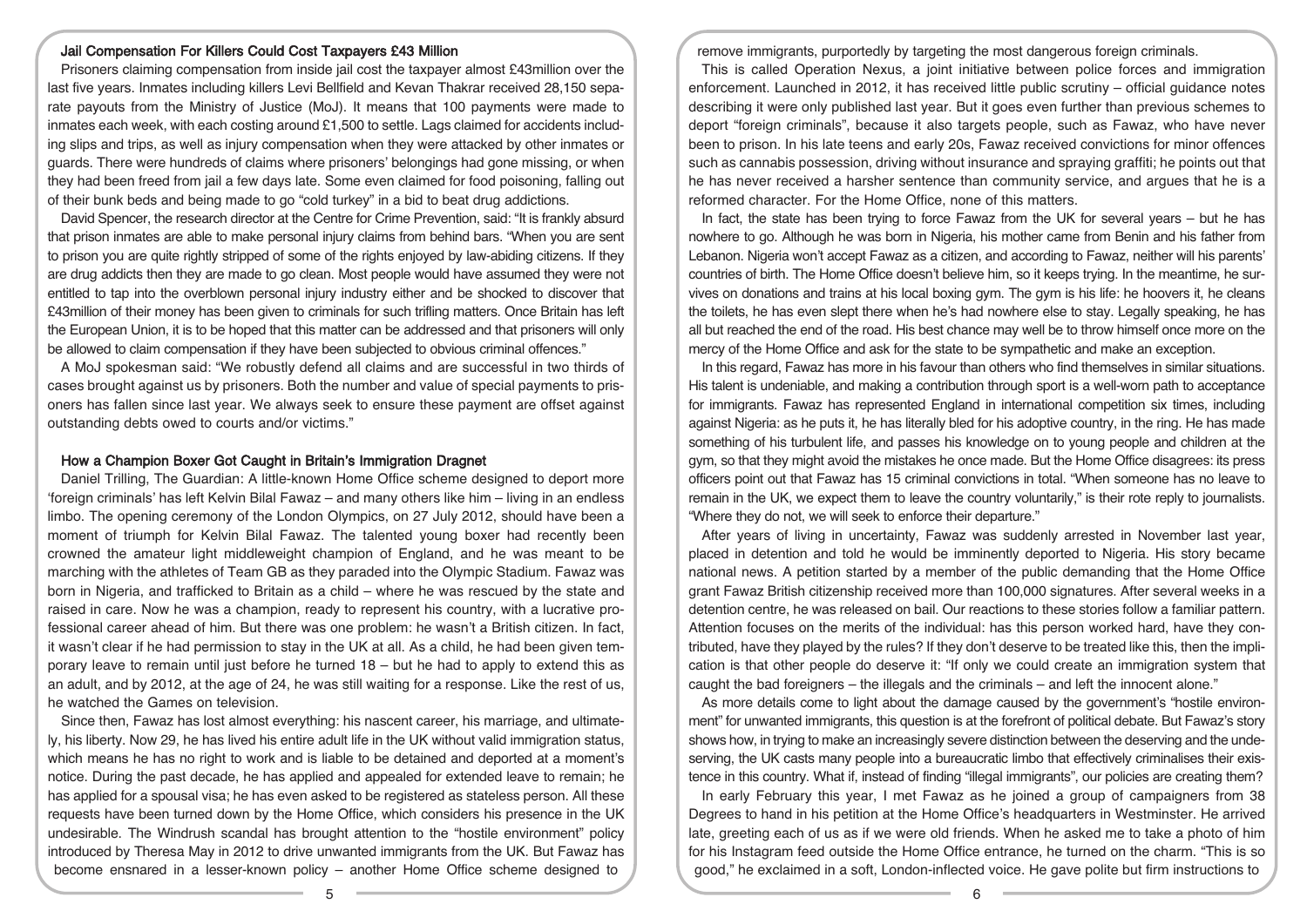### Jail Compensation For Killers Could Cost Taxpayers £43 Million

Prisoners claiming compensation from inside jail cost the taxpayer almost £43million over the last five years. Inmates including killers Levi Bellfield and Kevan Thakrar received 28,150 separate payouts from the Ministry of Justice (MoJ). It means that 100 payments were made to inmates each week, with each costing around £1,500 to settle. Lags claimed for accidents including slips and trips, as well as injury compensation when they were attacked by other inmates or guards. There were hundreds of claims where prisoners' belongings had gone missing, or when they had been freed from jail a few days late. Some even claimed for food poisoning, falling out of their bunk beds and being made to go "cold turkey" in a bid to beat drug addictions.

David Spencer, the research director at the Centre for Crime Prevention, said: "It is frankly absurd that prison inmates are able to make personal injury claims from behind bars. "When you are sent to prison you are quite rightly stripped of some of the rights enjoyed by law-abiding citizens. If they are drug addicts then they are made to go clean. Most people would have assumed they were not entitled to tap into the overblown personal injury industry either and be shocked to discover that £43million of their money has been given to criminals for such trifling matters. Once Britain has left the European Union, it is to be hoped that this matter can be addressed and that prisoners will only be allowed to claim compensation if they have been subjected to obvious criminal offences."

A MoJ spokesman said: "We robustly defend all claims and are successful in two thirds of cases brought against us by prisoners. Both the number and value of special payments to prisoners has fallen since last year. We always seek to ensure these payment are offset against outstanding debts owed to courts and/or victims."

### How a Champion Boxer Got Caught in Britain's Immigration Dragnet

Daniel Trilling, The Guardian: A little-known Home Office scheme designed to deport more 'foreign criminals' has left Kelvin Bilal Fawaz – and many others like him – living in an endless limbo. The opening ceremony of the London Olympics, on 27 July 2012, should have been a moment of triumph for Kelvin Bilal Fawaz. The talented young boxer had recently been crowned the amateur light middleweight champion of England, and he was meant to be marching with the athletes of Team GB as they paraded into the Olympic Stadium. Fawaz was born in Nigeria, and trafficked to Britain as a child – where he was rescued by the state and raised in care. Now he was a champion, ready to represent his country, with a lucrative professional career ahead of him. But there was one problem: he wasn't a British citizen. In fact, it wasn't clear if he had permission to stay in the UK at all. As a child, he had been given temporary leave to remain until just before he turned 18 – but he had to apply to extend this as an adult, and by 2012, at the age of 24, he was still waiting for a response. Like the rest of us, he watched the Games on television.

Since then, Fawaz has lost almost everything: his nascent career, his marriage, and ultimately, his liberty. Now 29, he has lived his entire adult life in the UK without valid immigration status, which means he has no right to work and is liable to be detained and deported at a moment's notice. During the past decade, he has applied and appealed for extended leave to remain; he has applied for a spousal visa; he has even asked to be registered as stateless person. All these requests have been turned down by the Home Office, which considers his presence in the UK undesirable. The Windrush scandal has brought attention to the "hostile environment" policy introduced by Theresa May in 2012 to drive unwanted immigrants from the UK. But Fawaz has become ensnared in a lesser-known policy – another Home Office scheme designed to remove immigrants, purportedly by targeting the most dangerous foreign criminals.

This is called Operation Nexus, a joint initiative between police forces and immigration enforcement. Launched in 2012, it has received little public scrutiny – official guidance notes describing it were only published last year. But it goes even further than previous schemes to deport "foreign criminals", because it also targets people, such as Fawaz, who have never been to prison. In his late teens and early 20s, Fawaz received convictions for minor offences such as cannabis possession, driving without insurance and spraying graffiti; he points out that he has never received a harsher sentence than community service, and argues that he is a reformed character. For the Home Office, none of this matters.

In fact, the state has been trying to force Fawaz from the UK for several years – but he has nowhere to go. Although he was born in Nigeria, his mother came from Benin and his father from Lebanon. Nigeria won't accept Fawaz as a citizen, and according to Fawaz, neither will his parents' countries of birth. The Home Office doesn't believe him, so it keeps trying. In the meantime, he survives on donations and trains at his local boxing gym. The gym is his life: he hoovers it, he cleans the toilets, he has even slept there when he's had nowhere else to stay. Legally speaking, he has all but reached the end of the road. His best chance may well be to throw himself once more on the mercy of the Home Office and ask for the state to be sympathetic and make an exception.

In this regard, Fawaz has more in his favour than others who find themselves in similar situations. His talent is undeniable, and making a contribution through sport is a well-worn path to acceptance for immigrants. Fawaz has represented England in international competition six times, including against Nigeria: as he puts it, he has literally bled for his adoptive country, in the ring. He has made something of his turbulent life, and passes his knowledge on to young people and children at the gym, so that they might avoid the mistakes he once made. But the Home Office disagrees: its press officers point out that Fawaz has 15 criminal convictions in total. "When someone has no leave to remain in the UK, we expect them to leave the country voluntarily," is their rote reply to journalists. "Where they do not, we will seek to enforce their departure."

After years of living in uncertainty, Fawaz was suddenly arrested in November last year, placed in detention and told he would be imminently deported to Nigeria. His story became national news. A petition started by a member of the public demanding that the Home Office grant Fawaz British citizenship received more than 100,000 signatures. After several weeks in a detention centre, he was released on bail. Our reactions to these stories follow a familiar pattern. Attention focuses on the merits of the individual: has this person worked hard, have they contributed, have they played by the rules? If they don't deserve to be treated like this, then the implication is that other people do deserve it: "If only we could create an immigration system that caught the bad foreigners – the illegals and the criminals – and left the innocent alone."

As more details come to light about the damage caused by the government's "hostile environment" for unwanted immigrants, this question is at the forefront of political debate. But Fawaz's story shows how, in trying to make an increasingly severe distinction between the deserving and the undeserving, the UK casts many people into a bureaucratic limbo that effectively criminalises their existence in this country. What if, instead of finding "illegal immigrants", our policies are creating them?

In early February this year, I met Fawaz as he joined a group of campaigners from 38 Degrees to hand in his petition at the Home Office's headquarters in Westminster. He arrived late, greeting each of us as if we were old friends. When he asked me to take a photo of him for his Instagram feed outside the Home Office entrance, he turned on the charm. "This is so good," he exclaimed in a soft, London-inflected voice. He gave polite but firm instructions to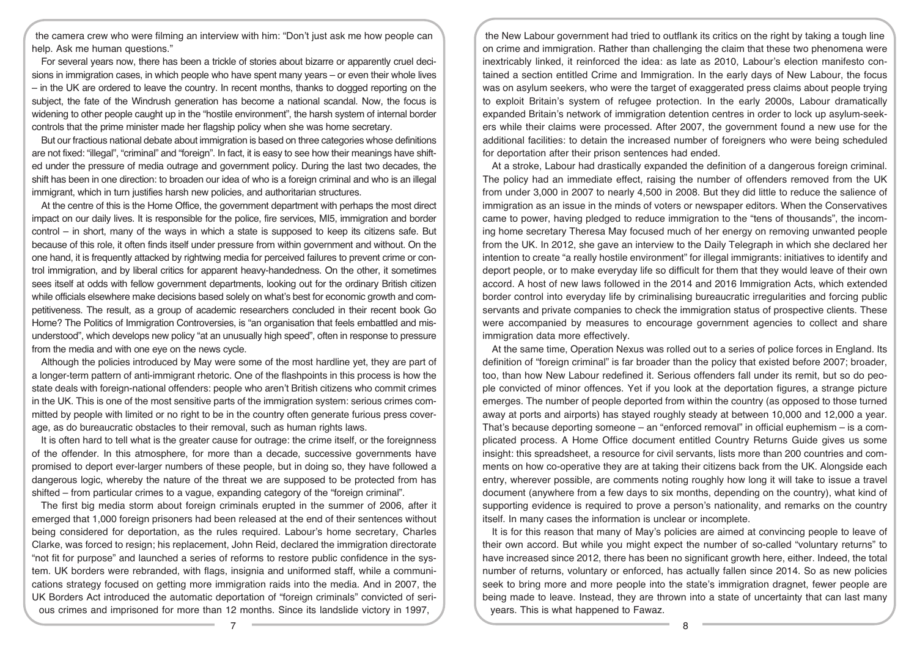the camera crew who were filming an interview with him: "Don't just ask me how people can help. Ask me human questions."

For several years now, there has been a trickle of stories about bizarre or apparently cruel decisions in immigration cases, in which people who have spent many years – or even their whole lives – in the UK are ordered to leave the country. In recent months, thanks to dogged reporting on the subject, the fate of the Windrush generation has become a national scandal. Now, the focus is widening to other people caught up in the "hostile environment", the harsh system of internal border controls that the prime minister made her flagship policy when she was home secretary.

But our fractious national debate about immigration is based on three categories whose definitions are not fixed: "illegal", "criminal" and "foreign". In fact, it is easy to see how their meanings have shifted under the pressure of media outrage and government policy. During the last two decades, the shift has been in one direction: to broaden our idea of who is a foreign criminal and who is an illegal immigrant, which in turn justifies harsh new policies, and authoritarian structures.

At the centre of this is the Home Office, the government department with perhaps the most direct impact on our daily lives. It is responsible for the police, fire services, MI5, immigration and border control – in short, many of the ways in which a state is supposed to keep its citizens safe. But because of this role, it often finds itself under pressure from within government and without. On the one hand, it is frequently attacked by rightwing media for perceived failures to prevent crime or control immigration, and by liberal critics for apparent heavy-handedness. On the other, it sometimes sees itself at odds with fellow government departments, looking out for the ordinary British citizen while officials elsewhere make decisions based solely on what's best for economic growth and competitiveness. The result, as a group of academic researchers concluded in their recent book Go Home? The Politics of Immigration Controversies, is "an organisation that feels embattled and misunderstood", which develops new policy "at an unusually high speed", often in response to pressure from the media and with one eye on the news cycle.

Although the policies introduced by May were some of the most hardline yet, they are part of a longer-term pattern of anti-immigrant rhetoric. One of the flashpoints in this process is how the state deals with foreign-national offenders: people who aren't British citizens who commit crimes in the UK. This is one of the most sensitive parts of the immigration system: serious crimes committed by people with limited or no right to be in the country often generate furious press coverage, as do bureaucratic obstacles to their removal, such as human rights laws.

It is often hard to tell what is the greater cause for outrage: the crime itself, or the foreignness of the offender. In this atmosphere, for more than a decade, successive governments have promised to deport ever-larger numbers of these people, but in doing so, they have followed a dangerous logic, whereby the nature of the threat we are supposed to be protected from has shifted – from particular crimes to a vague, expanding category of the "foreign criminal".

The first big media storm about foreign criminals erupted in the summer of 2006, after it emerged that 1,000 foreign prisoners had been released at the end of their sentences without being considered for deportation, as the rules required. Labour's home secretary, Charles Clarke, was forced to resign; his replacement, John Reid, declared the immigration directorate "not fit for purpose" and launched a series of reforms to restore public confidence in the system. UK borders were rebranded, with flags, insignia and uniformed staff, while a communications strategy focused on getting more immigration raids into the media. And in 2007, the UK Borders Act introduced the automatic deportation of "foreign criminals" convicted of serious crimes and imprisoned for more than 12 months. Since its landslide victory in 1997, the New Labour government had tried to outflank its critics on the right by taking a tough line on crime and immigration. Rather than challenging the claim that these two phenomena were inextricably linked, it reinforced the idea: as late as 2010, Labour's election manifesto contained a section entitled Crime and Immigration. In the early days of New Labour, the focus was on asylum seekers, who were the target of exaggerated press claims about people trying to exploit Britain's system of refugee protection. In the early 2000s, Labour dramatically expanded Britain's network of immigration detention centres in order to lock up asylum-seekers while their claims were processed. After 2007, the government found a new use for the additional facilities: to detain the increased number of foreigners who were being scheduled for deportation after their prison sentences had ended.

At a stroke, Labour had drastically expanded the definition of a dangerous foreign criminal. The policy had an immediate effect, raising the number of offenders removed from the UK from under 3,000 in 2007 to nearly 4,500 in 2008. But they did little to reduce the salience of immigration as an issue in the minds of voters or newspaper editors. When the Conservatives came to power, having pledged to reduce immigration to the "tens of thousands", the incoming home secretary Theresa May focused much of her energy on removing unwanted people from the UK. In 2012, she gave an interview to the Daily Telegraph in which she declared her intention to create "a really hostile environment" for illegal immigrants: initiatives to identify and deport people, or to make everyday life so difficult for them that they would leave of their own accord. A host of new laws followed in the 2014 and 2016 Immigration Acts, which extended border control into everyday life by criminalising bureaucratic irregularities and forcing public servants and private companies to check the immigration status of prospective clients. These were accompanied by measures to encourage government agencies to collect and share immigration data more effectively.

At the same time, Operation Nexus was rolled out to a series of police forces in England. Its definition of "foreign criminal" is far broader than the policy that existed before 2007; broader, too, than how New Labour redefined it. Serious offenders fall under its remit, but so do people convicted of minor offences. Yet if you look at the deportation figures, a strange picture emerges. The number of people deported from within the country (as opposed to those turned away at ports and airports) has stayed roughly steady at between 10,000 and 12,000 a year. That's because deporting someone – an "enforced removal" in official euphemism – is a complicated process. A Home Office document entitled Country Returns Guide gives us some insight: this spreadsheet, a resource for civil servants, lists more than 200 countries and comments on how co-operative they are at taking their citizens back from the UK. Alongside each entry, wherever possible, are comments noting roughly how long it will take to issue a travel document (anywhere from a few days to six months, depending on the country), what kind of supporting evidence is required to prove a person's nationality, and remarks on the country itself. In many cases the information is unclear or incomplete.

It is for this reason that many of May's policies are aimed at convincing people to leave of their own accord. But while you might expect the number of so-called "voluntary returns" to have increased since 2012, there has been no significant growth here, either. Indeed, the total number of returns, voluntary or enforced, has actually fallen since 2014. So as new policies seek to bring more and more people into the state's immigration dragnet, fewer people are being made to leave. Instead, they are thrown into a state of uncertainty that can last many years. This is what happened to Fawaz.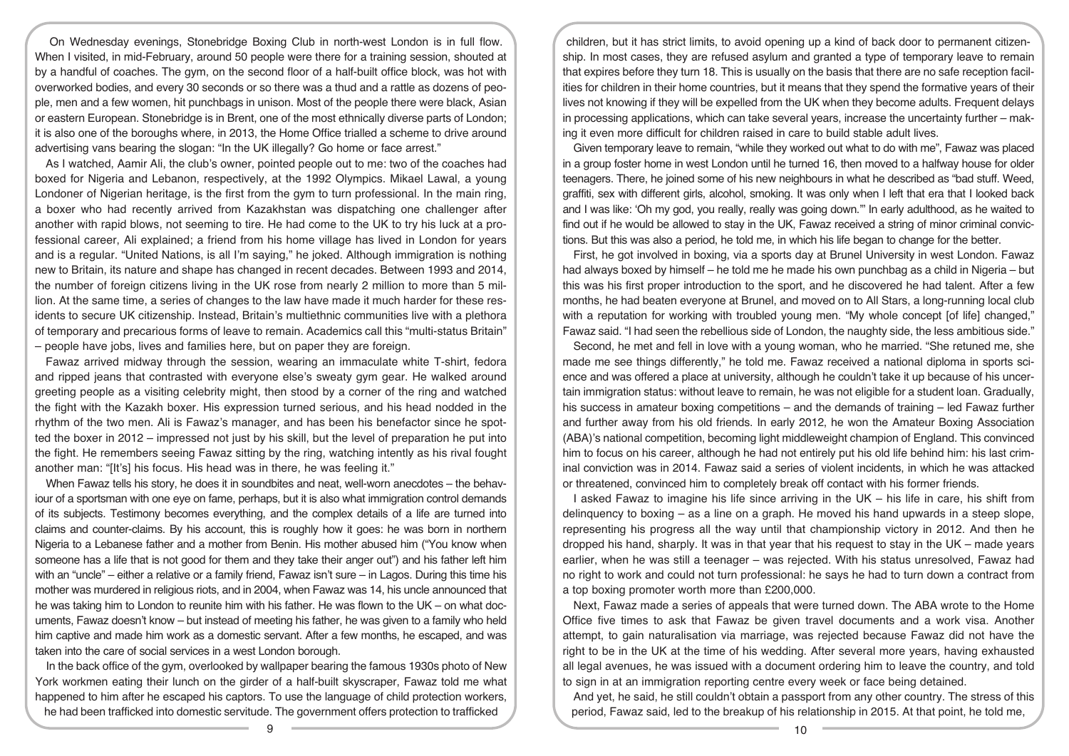On Wednesday evenings, Stonebridge Boxing Club in north-west London is in full flow. When I visited, in mid-February, around 50 people were there for a training session, shouted at by a handful of coaches. The gym, on the second floor of a half-built office block, was hot with overworked bodies, and every 30 seconds or so there was a thud and a rattle as dozens of people, men and a few women, hit punchbags in unison. Most of the people there were black, Asian or eastern European. Stonebridge is in Brent, one of the most ethnically diverse parts of London; it is also one of the boroughs where, in 2013, the Home Office trialled a scheme to drive around advertising vans bearing the slogan: "In the UK illegally? Go home or face arrest."

As I watched, Aamir Ali, the club's owner, pointed people out to me: two of the coaches had boxed for Nigeria and Lebanon, respectively, at the 1992 Olympics. Mikael Lawal, a young Londoner of Nigerian heritage, is the first from the gym to turn professional. In the main ring, a boxer who had recently arrived from Kazakhstan was dispatching one challenger after another with rapid blows, not seeming to tire. He had come to the UK to try his luck at a professional career, Ali explained; a friend from his home village has lived in London for years and is a regular. "United Nations, is all I'm saying," he joked. Although immigration is nothing new to Britain, its nature and shape has changed in recent decades. Between 1993 and 2014, the number of foreign citizens living in the UK rose from nearly 2 million to more than 5 million. At the same time, a series of changes to the law have made it much harder for these residents to secure UK citizenship. Instead, Britain's multiethnic communities live with a plethora of temporary and precarious forms of leave to remain. Academics call this "multi-status Britain" – people have jobs, lives and families here, but on paper they are foreign.

Fawaz arrived midway through the session, wearing an immaculate white T-shirt, fedora and ripped jeans that contrasted with everyone else's sweaty gym gear. He walked around greeting people as a visiting celebrity might, then stood by a corner of the ring and watched the fight with the Kazakh boxer. His expression turned serious, and his head nodded in the rhythm of the two men. Ali is Fawaz's manager, and has been his benefactor since he spotted the boxer in 2012 – impressed not just by his skill, but the level of preparation he put into the fight. He remembers seeing Fawaz sitting by the ring, watching intently as his rival fought another man: "[It's] his focus. His head was in there, he was feeling it."

When Fawaz tells his story, he does it in soundbites and neat, well-worn anecdotes – the behaviour of a sportsman with one eye on fame, perhaps, but it is also what immigration control demands of its subjects. Testimony becomes everything, and the complex details of a life are turned into claims and counter-claims. By his account, this is roughly how it goes: he was born in northern Nigeria to a Lebanese father and a mother from Benin. His mother abused him ("You know when someone has a life that is not good for them and they take their anger out") and his father left him with an "uncle" – either a relative or a family friend, Fawaz isn't sure – in Lagos. During this time his mother was murdered in religious riots, and in 2004, when Fawaz was 14, his uncle announced that he was taking him to London to reunite him with his father. He was flown to the UK – on what documents, Fawaz doesn't know – but instead of meeting his father, he was given to a family who held him captive and made him work as a domestic servant. After a few months, he escaped, and was taken into the care of social services in a west London borough.

In the back office of the gym, overlooked by wallpaper bearing the famous 1930s photo of New York workmen eating their lunch on the girder of a half-built skyscraper, Fawaz told me what happened to him after he escaped his captors. To use the language of child protection workers, he had been trafficked into domestic servitude. The government offers protection to trafficked children, but it has strict limits, to avoid opening up a kind of back door to permanent citizenship. In most cases, they are refused asylum and granted a type of temporary leave to remain that expires before they turn 18. This is usually on the basis that there are no safe reception facilities for children in their home countries, but it means that they spend the formative years of their lives not knowing if they will be expelled from the UK when they become adults. Frequent delays in processing applications, which can take several years, increase the uncertainty further – making it even more difficult for children raised in care to build stable adult lives.

Given temporary leave to remain, "while they worked out what to do with me", Fawaz was placed in a group foster home in west London until he turned 16, then moved to a halfway house for older teenagers. There, he joined some of his new neighbours in what he described as "bad stuff. Weed, graffiti, sex with different girls, alcohol, smoking. It was only when I left that era that I looked back and I was like: 'Oh my god, you really, really was going down.'" In early adulthood, as he waited to find out if he would be allowed to stay in the UK, Fawaz received a string of minor criminal convictions. But this was also a period, he told me, in which his life began to change for the better.

First, he got involved in boxing, via a sports day at Brunel University in west London. Fawaz had always boxed by himself – he told me he made his own punchbag as a child in Nigeria – but this was his first proper introduction to the sport, and he discovered he had talent. After a few months, he had beaten everyone at Brunel, and moved on to All Stars, a long-running local club with a reputation for working with troubled young men. "My whole concept [of life] changed," Fawaz said. "I had seen the rebellious side of London, the naughty side, the less ambitious side."

Second, he met and fell in love with a young woman, who he married. "She retuned me, she made me see things differently," he told me. Fawaz received a national diploma in sports science and was offered a place at university, although he couldn't take it up because of his uncertain immigration status: without leave to remain, he was not eligible for a student loan. Gradually, his success in amateur boxing competitions – and the demands of training – led Fawaz further and further away from his old friends. In early 2012, he won the Amateur Boxing Association (ABA)'s national competition, becoming light middleweight champion of England. This convinced him to focus on his career, although he had not entirely put his old life behind him: his last criminal conviction was in 2014. Fawaz said a series of violent incidents, in which he was attacked or threatened, convinced him to completely break off contact with his former friends.

I asked Fawaz to imagine his life since arriving in the UK – his life in care, his shift from delinquency to boxing – as a line on a graph. He moved his hand upwards in a steep slope, representing his progress all the way until that championship victory in 2012. And then he dropped his hand, sharply. It was in that year that his request to stay in the UK – made years earlier, when he was still a teenager – was rejected. With his status unresolved, Fawaz had no right to work and could not turn professional: he says he had to turn down a contract from a top boxing promoter worth more than £200,000.

Next, Fawaz made a series of appeals that were turned down. The ABA wrote to the Home Office five times to ask that Fawaz be given travel documents and a work visa. Another attempt, to gain naturalisation via marriage, was rejected because Fawaz did not have the right to be in the UK at the time of his wedding. After several more years, having exhausted all legal avenues, he was issued with a document ordering him to leave the country, and told to sign in at an immigration reporting centre every week or face being detained.

And yet, he said, he still couldn't obtain a passport from any other country. The stress of this period, Fawaz said, led to the breakup of his relationship in 2015. At that point, he told me,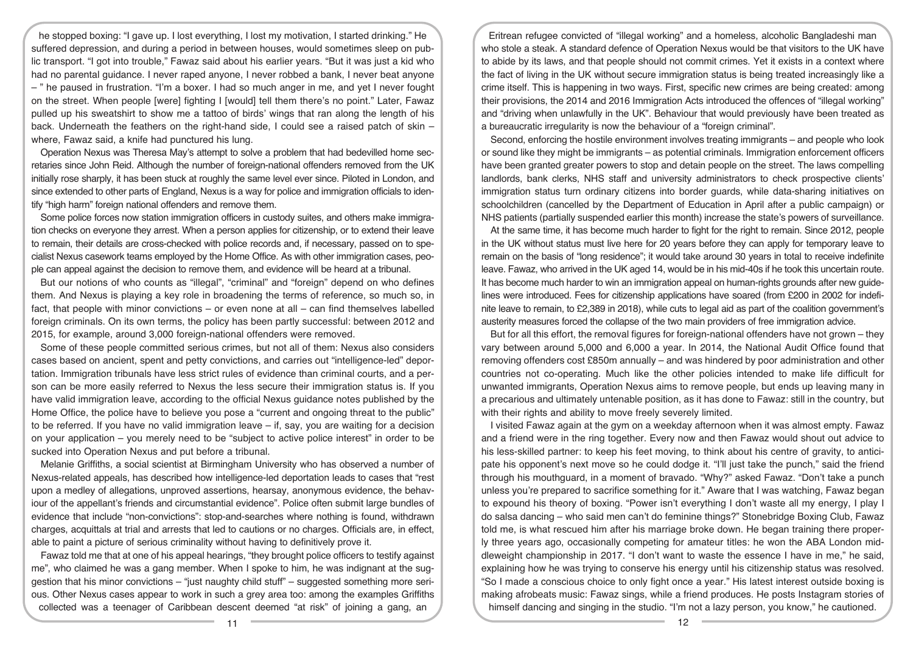he stopped boxing: "I gave up. I lost everything, I lost my motivation, I started drinking." He suffered depression, and during a period in between houses, would sometimes sleep on public transport. "I got into trouble," Fawaz said about his earlier years. "But it was just a kid who had no parental guidance. I never raped anyone, I never robbed a bank, I never beat anyone – " he paused in frustration. "I'm a boxer. I had so much anger in me, and yet I never fought on the street. When people [were] fighting I [would] tell them there's no point." Later, Fawaz pulled up his sweatshirt to show me a tattoo of birds' wings that ran along the length of his back. Underneath the feathers on the right-hand side, I could see a raised patch of skin – where, Fawaz said, a knife had punctured his lung.

Operation Nexus was Theresa May's attempt to solve a problem that had bedevilled home secretaries since John Reid. Although the number of foreign-national offenders removed from the UK initially rose sharply, it has been stuck at roughly the same level ever since. Piloted in London, and since extended to other parts of England, Nexus is a way for police and immigration officials to identify "high harm" foreign national offenders and remove them.

Some police forces now station immigration officers in custody suites, and others make immigration checks on everyone they arrest. When a person applies for citizenship, or to extend their leave to remain, their details are cross-checked with police records and, if necessary, passed on to specialist Nexus casework teams employed by the Home Office. As with other immigration cases, people can appeal against the decision to remove them, and evidence will be heard at a tribunal.

But our notions of who counts as "illegal", "criminal" and "foreign" depend on who defines them. And Nexus is playing a key role in broadening the terms of reference, so much so, in fact, that people with minor convictions – or even none at all – can find themselves labelled foreign criminals. On its own terms, the policy has been partly successful: between 2012 and 2015, for example, around 3,000 foreign-national offenders were removed.

Some of these people committed serious crimes, but not all of them: Nexus also considers cases based on ancient, spent and petty convictions, and carries out "intelligence-led" deportation. Immigration tribunals have less strict rules of evidence than criminal courts, and a person can be more easily referred to Nexus the less secure their immigration status is. If you have valid immigration leave, according to the official Nexus guidance notes published by the Home Office, the police have to believe you pose a "current and ongoing threat to the public" to be referred. If you have no valid immigration leave – if, say, you are waiting for a decision on your application – you merely need to be "subject to active police interest" in order to be sucked into Operation Nexus and put before a tribunal.

Melanie Griffiths, a social scientist at Birmingham University who has observed a number of Nexus-related appeals, has described how intelligence-led deportation leads to cases that "rest upon a medley of allegations, unproved assertions, hearsay, anonymous evidence, the behaviour of the appellant's friends and circumstantial evidence". Police often submit large bundles of evidence that include "non-convictions": stop-and-searches where nothing is found, withdrawn charges, acquittals at trial and arrests that led to cautions or no charges. Officials are, in effect, able to paint a picture of serious criminality without having to definitively prove it.

Fawaz told me that at one of his appeal hearings, "they brought police officers to testify against me", who claimed he was a gang member. When I spoke to him, he was indignant at the suggestion that his minor convictions – "just naughty child stuff" – suggested something more serious. Other Nexus cases appear to work in such a grey area too: among the examples Griffiths collected was a teenager of Caribbean descent deemed "at risk" of joining a gang, an Eritrean refugee convicted of "illegal working" and a homeless, alcoholic Bangladeshi man who stole a steak. A standard defence of Operation Nexus would be that visitors to the UK have to abide by its laws, and that people should not commit crimes. Yet it exists in a context where the fact of living in the UK without secure immigration status is being treated increasingly like a crime itself. This is happening in two ways. First, specific new crimes are being created: among their provisions, the 2014 and 2016 Immigration Acts introduced the offences of "illegal working" and "driving when unlawfully in the UK". Behaviour that would previously have been treated as a bureaucratic irregularity is now the behaviour of a "foreign criminal".

Second, enforcing the hostile environment involves treating immigrants – and people who look or sound like they might be immigrants – as potential criminals. Immigration enforcement officers have been granted greater powers to stop and detain people on the street. The laws compelling landlords, bank clerks, NHS staff and university administrators to check prospective clients' immigration status turn ordinary citizens into border guards, while data-sharing initiatives on schoolchildren (cancelled by the Department of Education in April after a public campaign) or NHS patients (partially suspended earlier this month) increase the state's powers of surveillance.

At the same time, it has become much harder to fight for the right to remain. Since 2012, people in the UK without status must live here for 20 years before they can apply for temporary leave to remain on the basis of "long residence"; it would take around 30 years in total to receive indefinite leave. Fawaz, who arrived in the UK aged 14, would be in his mid-40s if he took this uncertain route. It has become much harder to win an immigration appeal on human-rights grounds after new guidelines were introduced. Fees for citizenship applications have soared (from £200 in 2002 for indefinite leave to remain, to £2,389 in 2018), while cuts to legal aid as part of the coalition government's austerity measures forced the collapse of the two main providers of free immigration advice.

But for all this effort, the removal figures for foreign-national offenders have not grown – they vary between around 5,000 and 6,000 a year. In 2014, the National Audit Office found that removing offenders cost £850m annually – and was hindered by poor administration and other countries not co-operating. Much like the other policies intended to make life difficult for unwanted immigrants, Operation Nexus aims to remove people, but ends up leaving many in a precarious and ultimately untenable position, as it has done to Fawaz: still in the country, but with their rights and ability to move freely severely limited.

I visited Fawaz again at the gym on a weekday afternoon when it was almost empty. Fawaz and a friend were in the ring together. Every now and then Fawaz would shout out advice to his less-skilled partner: to keep his feet moving, to think about his centre of gravity, to anticipate his opponent's next move so he could dodge it. "I'll just take the punch," said the friend through his mouthguard, in a moment of bravado. "Why?" asked Fawaz. "Don't take a punch unless you're prepared to sacrifice something for it." Aware that I was watching, Fawaz began to expound his theory of boxing. "Power isn't everything I don't waste all my energy, I play I do salsa dancing – who said men can't do feminine things?" Stonebridge Boxing Club, Fawaz told me, is what rescued him after his marriage broke down. He began training there properly three years ago, occasionally competing for amateur titles: he won the ABA London middleweight championship in 2017. "I don't want to waste the essence I have in me," he said, explaining how he was trying to conserve his energy until his citizenship status was resolved. "So I made a conscious choice to only fight once a year." His latest interest outside boxing is making afrobeats music: Fawaz sings, while a friend produces. He posts Instagram stories of himself dancing and singing in the studio. "I'm not a lazy person, you know," he cautioned.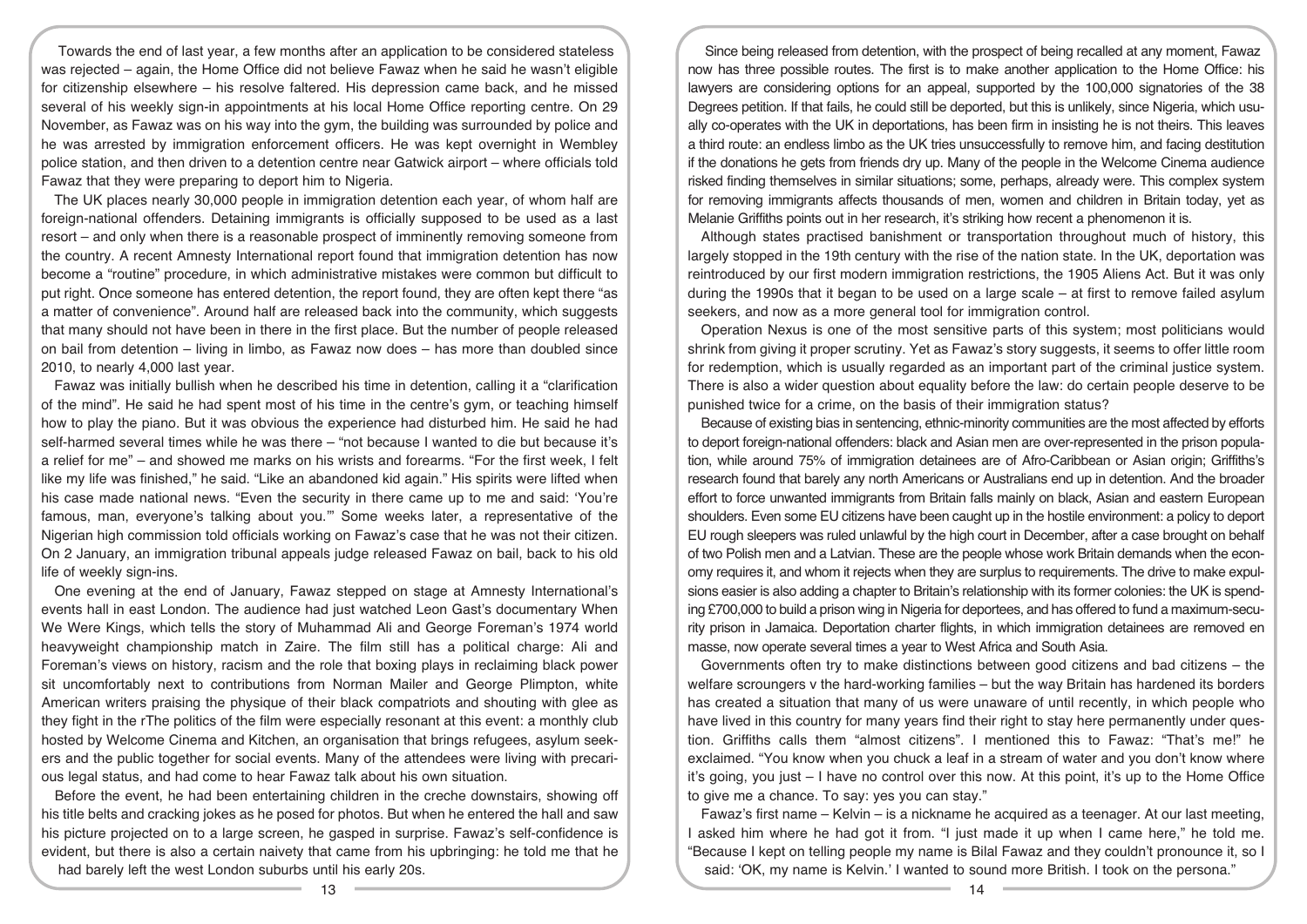Towards the end of last year, a few months after an application to be considered stateless was rejected – again, the Home Office did not believe Fawaz when he said he wasn't eligible for citizenship elsewhere – his resolve faltered. His depression came back, and he missed several of his weekly sign-in appointments at his local Home Office reporting centre. On 29 November, as Fawaz was on his way into the gym, the building was surrounded by police and he was arrested by immigration enforcement officers. He was kept overnight in Wembley police station, and then driven to a detention centre near Gatwick airport – where officials told Fawaz that they were preparing to deport him to Nigeria.

The UK places nearly 30,000 people in immigration detention each year, of whom half are foreign-national offenders. Detaining immigrants is officially supposed to be used as a last resort – and only when there is a reasonable prospect of imminently removing someone from the country. A recent Amnesty International report found that immigration detention has now become a "routine" procedure, in which administrative mistakes were common but difficult to put right. Once someone has entered detention, the report found, they are often kept there "as a matter of convenience". Around half are released back into the community, which suggests that many should not have been in there in the first place. But the number of people released on bail from detention – living in limbo, as Fawaz now does – has more than doubled since 2010, to nearly 4,000 last year.

Fawaz was initially bullish when he described his time in detention, calling it a "clarification of the mind". He said he had spent most of his time in the centre's gym, or teaching himself how to play the piano. But it was obvious the experience had disturbed him. He said he had self-harmed several times while he was there – "not because I wanted to die but because it's a relief for me" – and showed me marks on his wrists and forearms. "For the first week, I felt like my life was finished," he said. "Like an abandoned kid again." His spirits were lifted when his case made national news. "Even the security in there came up to me and said: 'You're famous, man, everyone's talking about you.'" Some weeks later, a representative of the Nigerian high commission told officials working on Fawaz's case that he was not their citizen. On 2 January, an immigration tribunal appeals judge released Fawaz on bail, back to his old life of weekly sign-ins.

One evening at the end of January, Fawaz stepped on stage at Amnesty International's events hall in east London. The audience had just watched Leon Gast's documentary When We Were Kings, which tells the story of Muhammad Ali and George Foreman's 1974 world heavyweight championship match in Zaire. The film still has a political charge: Ali and Foreman's views on history, racism and the role that boxing plays in reclaiming black power sit uncomfortably next to contributions from Norman Mailer and George Plimpton, white American writers praising the physique of their black compatriots and shouting with glee as they fight in the rThe politics of the film were especially resonant at this event: a monthly club hosted by Welcome Cinema and Kitchen, an organisation that brings refugees, asylum seekers and the public together for social events. Many of the attendees were living with precarious legal status, and had come to hear Fawaz talk about his own situation.

Before the event, he had been entertaining children in the creche downstairs, showing off his title belts and cracking jokes as he posed for photos. But when he entered the hall and saw his picture projected on to a large screen, he gasped in surprise. Fawaz's self-confidence is evident, but there is also a certain naivety that came from his upbringing: he told me that he had barely left the west London suburbs until his early 20s.

Since being released from detention, with the prospect of being recalled at any moment, Fawaz now has three possible routes. The first is to make another application to the Home Office: his lawyers are considering options for an appeal, supported by the 100,000 signatories of the 38 Degrees petition. If that fails, he could still be deported, but this is unlikely, since Nigeria, which usually co-operates with the UK in deportations, has been firm in insisting he is not theirs. This leaves a third route: an endless limbo as the UK tries unsuccessfully to remove him, and facing destitution if the donations he gets from friends dry up. Many of the people in the Welcome Cinema audience risked finding themselves in similar situations; some, perhaps, already were. This complex system for removing immigrants affects thousands of men, women and children in Britain today, yet as Melanie Griffiths points out in her research, it's striking how recent a phenomenon it is.

Although states practised banishment or transportation throughout much of history, this largely stopped in the 19th century with the rise of the nation state. In the UK, deportation was reintroduced by our first modern immigration restrictions, the 1905 Aliens Act. But it was only during the 1990s that it began to be used on a large scale – at first to remove failed asylum seekers, and now as a more general tool for immigration control.

Operation Nexus is one of the most sensitive parts of this system; most politicians would shrink from giving it proper scrutiny. Yet as Fawaz's story suggests, it seems to offer little room for redemption, which is usually regarded as an important part of the criminal justice system. There is also a wider question about equality before the law: do certain people deserve to be punished twice for a crime, on the basis of their immigration status?

Because of existing bias in sentencing, ethnic-minority communities are the most affected by efforts to deport foreign-national offenders: black and Asian men are over-represented in the prison population, while around 75% of immigration detainees are of Afro-Caribbean or Asian origin; Griffiths's research found that barely any north Americans or Australians end up in detention. And the broader effort to force unwanted immigrants from Britain falls mainly on black, Asian and eastern European shoulders. Even some EU citizens have been caught up in the hostile environment: a policy to deport EU rough sleepers was ruled unlawful by the high court in December, after a case brought on behalf of two Polish men and a Latvian. These are the people whose work Britain demands when the economy requires it, and whom it rejects when they are surplus to requirements. The drive to make expulsions easier is also adding a chapter to Britain's relationship with its former colonies: the UK is spending £700,000 to build a prison wing in Nigeria for deportees, and has offered to fund a maximum-security prison in Jamaica. Deportation charter flights, in which immigration detainees are removed en masse, now operate several times a year to West Africa and South Asia.

Governments often try to make distinctions between good citizens and bad citizens – the welfare scroungers v the hard-working families – but the way Britain has hardened its borders has created a situation that many of us were unaware of until recently, in which people who have lived in this country for many years find their right to stay here permanently under question. Griffiths calls them "almost citizens". I mentioned this to Fawaz: "That's me!" he exclaimed. "You know when you chuck a leaf in a stream of water and you don't know where it's going, you just – I have no control over this now. At this point, it's up to the Home Office to give me a chance. To say: yes you can stay."

Fawaz's first name – Kelvin – is a nickname he acquired as a teenager. At our last meeting, I asked him where he had got it from. "I just made it up when I came here," he told me. "Because I kept on telling people my name is Bilal Fawaz and they couldn't pronounce it, so I said: 'OK, my name is Kelvin.' I wanted to sound more British. I took on the persona."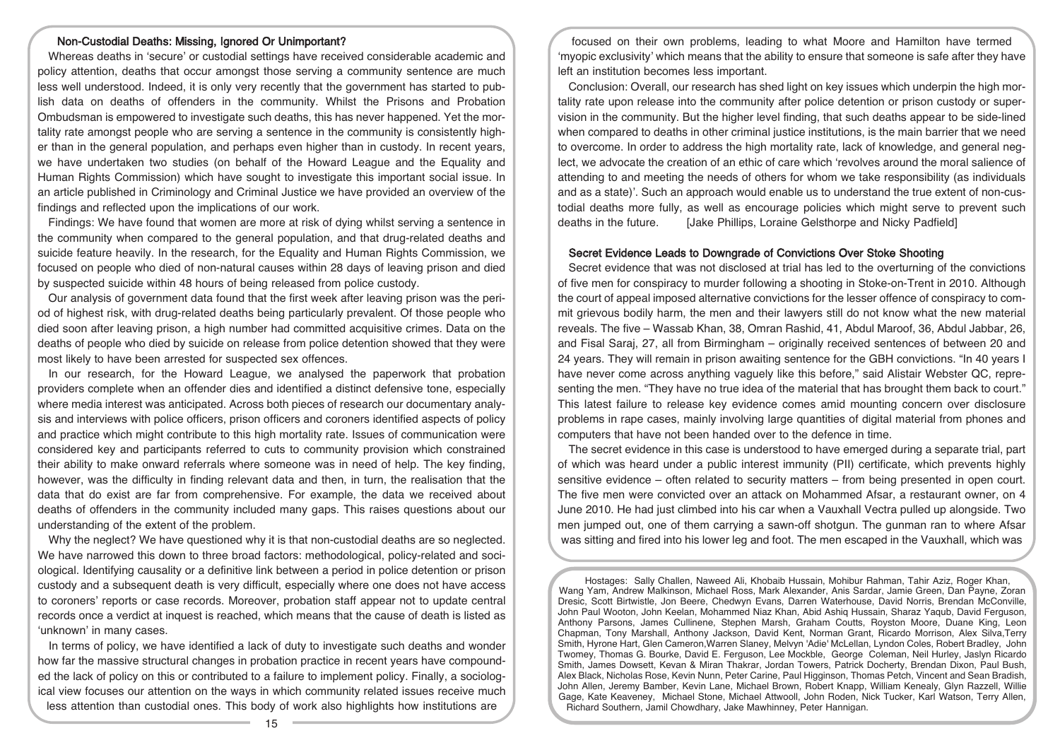### Non-Custodial Deaths: Missing, Ignored Or Unimportant?

Whereas deaths in 'secure' or custodial settings have received considerable academic and policy attention, deaths that occur amongst those serving a community sentence are much less well understood. Indeed, it is only very recently that the government has started to publish data on deaths of offenders in the community. Whilst the Prisons and Probation Ombudsman is empowered to investigate such deaths, this has never happened. Yet the mortality rate amongst people who are serving a sentence in the community is consistently higher than in the general population, and perhaps even higher than in custody. In recent years, we have undertaken two studies (on behalf of the Howard League and the Equality and Human Rights Commission) which have sought to investigate this important social issue. In an article published in Criminology and Criminal Justice we have provided an overview of the findings and reflected upon the implications of our work.

Findings: We have found that women are more at risk of dying whilst serving a sentence in the community when compared to the general population, and that drug-related deaths and suicide feature heavily. In the research, for the Equality and Human Rights Commission, we focused on people who died of non-natural causes within 28 days of leaving prison and died by suspected suicide within 48 hours of being released from police custody.

Our analysis of government data found that the first week after leaving prison was the period of highest risk, with drug-related deaths being particularly prevalent. Of those people who died soon after leaving prison, a high number had committed acquisitive crimes. Data on the deaths of people who died by suicide on release from police detention showed that they were most likely to have been arrested for suspected sex offences.

In our research, for the Howard League, we analysed the paperwork that probation providers complete when an offender dies and identified a distinct defensive tone, especially where media interest was anticipated. Across both pieces of research our documentary analysis and interviews with police officers, prison officers and coroners identified aspects of policy and practice which might contribute to this high mortality rate. Issues of communication were considered key and participants referred to cuts to community provision which constrained their ability to make onward referrals where someone was in need of help. The key finding, however, was the difficulty in finding relevant data and then, in turn, the realisation that the data that do exist are far from comprehensive. For example, the data we received about deaths of offenders in the community included many gaps. This raises questions about our understanding of the extent of the problem.

Why the neglect? We have questioned why it is that non-custodial deaths are so neglected. We have narrowed this down to three broad factors: methodological, policy-related and sociological. Identifying causality or a definitive link between a period in police detention or prison custody and a subsequent death is very difficult, especially where one does not have access to coroners' reports or case records. Moreover, probation staff appear not to update central records once a verdict at inquest is reached, which means that the cause of death is listed as 'unknown' in many cases.

In terms of policy, we have identified a lack of duty to investigate such deaths and wonder how far the massive structural changes in probation practice in recent years have compounded the lack of policy on this or contributed to a failure to implement policy. Finally, a sociological view focuses our attention on the ways in which community related issues receive much less attention than custodial ones. This body of work also highlights how institutions are focused on their own problems, leading to what Moore and Hamilton have termed 'myopic exclusivity' which means that the ability to ensure that someone is safe after they have left an institution becomes less important.

Conclusion: Overall, our research has shed light on key issues which underpin the high mortality rate upon release into the community after police detention or prison custody or supervision in the community. But the higher level finding, that such deaths appear to be side-lined when compared to deaths in other criminal justice institutions, is the main barrier that we need to overcome. In order to address the high mortality rate, lack of knowledge, and general neglect, we advocate the creation of an ethic of care which 'revolves around the moral salience of attending to and meeting the needs of others for whom we take responsibility (as individuals and as a state)'. Such an approach would enable us to understand the true extent of non-custodial deaths more fully, as well as encourage policies which might serve to prevent such deaths in the future. [Jake Phillips, Loraine Gelsthorpe and Nicky Padfield]

### Secret Evidence Leads to Downgrade of Convictions Over Stoke Shooting

Secret evidence that was not disclosed at trial has led to the overturning of the convictions of five men for conspiracy to murder following a shooting in Stoke-on-Trent in 2010. Although the court of appeal imposed alternative convictions for the lesser offence of conspiracy to commit grievous bodily harm, the men and their lawyers still do not know what the new material reveals. The five – Wassab Khan, 38, Omran Rashid, 41, Abdul Maroof, 36, Abdul Jabbar, 26, and Fisal Saraj, 27, all from Birmingham – originally received sentences of between 20 and 24 years. They will remain in prison awaiting sentence for the GBH convictions. "In 40 years I have never come across anything vaguely like this before," said Alistair Webster QC, representing the men. "They have no true idea of the material that has brought them back to court." This latest failure to release key evidence comes amid mounting concern over disclosure problems in rape cases, mainly involving large quantities of digital material from phones and computers that have not been handed over to the defence in time.

The secret evidence in this case is understood to have emerged during a separate trial, part of which was heard under a public interest immunity (PII) certificate, which prevents highly sensitive evidence – often related to security matters – from being presented in open court. The five men were convicted over an attack on Mohammed Afsar, a restaurant owner, on 4 June 2010. He had just climbed into his car when a Vauxhall Vectra pulled up alongside. Two men jumped out, one of them carrying a sawn-off shotgun. The gunman ran to where Afsar was sitting and fired into his lower leg and foot. The men escaped in the Vauxhall, which was

Hostages: Sally Challen, Naweed Ali, Khobaib Hussain, Mohibur Rahman, Tahir Aziz, Roger Khan, Wang Yam, Andrew Malkinson, Michael Ross, Mark Alexander, Anis Sardar, Jamie Green, Dan Payne, Zoran Dresic, Scott Birtwistle, Jon Beere, Chedwyn Evans, Darren Waterhouse, David Norris, Brendan McConville, John Paul Wooton, John Keelan, Mohammed Niaz Khan, Abid Ashiq Hussain, Sharaz Yaqub, David Ferguson, Anthony Parsons, James Cullinene, Stephen Marsh, Graham Coutts, Royston Moore, Duane King, Leon Chapman, Tony Marshall, Anthony Jackson, David Kent, Norman Grant, Ricardo Morrison, Alex Silva,Terry Smith, Hyrone Hart, Glen Cameron,Warren Slaney, Melvyn 'Adie' McLellan, Lyndon Coles, Robert Bradley, John Twomey, Thomas G. Bourke, David E. Ferguson, Lee Mockble, George Coleman, Neil Hurley, Jaslyn Ricardo Smith, James Dowsett, Kevan & Miran Thakrar, Jordan Towers, Patrick Docherty, Brendan Dixon, Paul Bush, Alex Black, Nicholas Rose, Kevin Nunn, Peter Carine, Paul Higginson, Thomas Petch, Vincent and Sean Bradish, John Allen, Jeremy Bamber, Kevin Lane, Michael Brown, Robert Knapp, William Kenealy, Glyn Razzell, Willie Gage, Kate Keaveney, Michael Stone, Michael Attwooll, John Roden, Nick Tucker, Karl Watson, Terry Allen, Richard Southern, Jamil Chowdhary, Jake Mawhinney, Peter Hannigan.